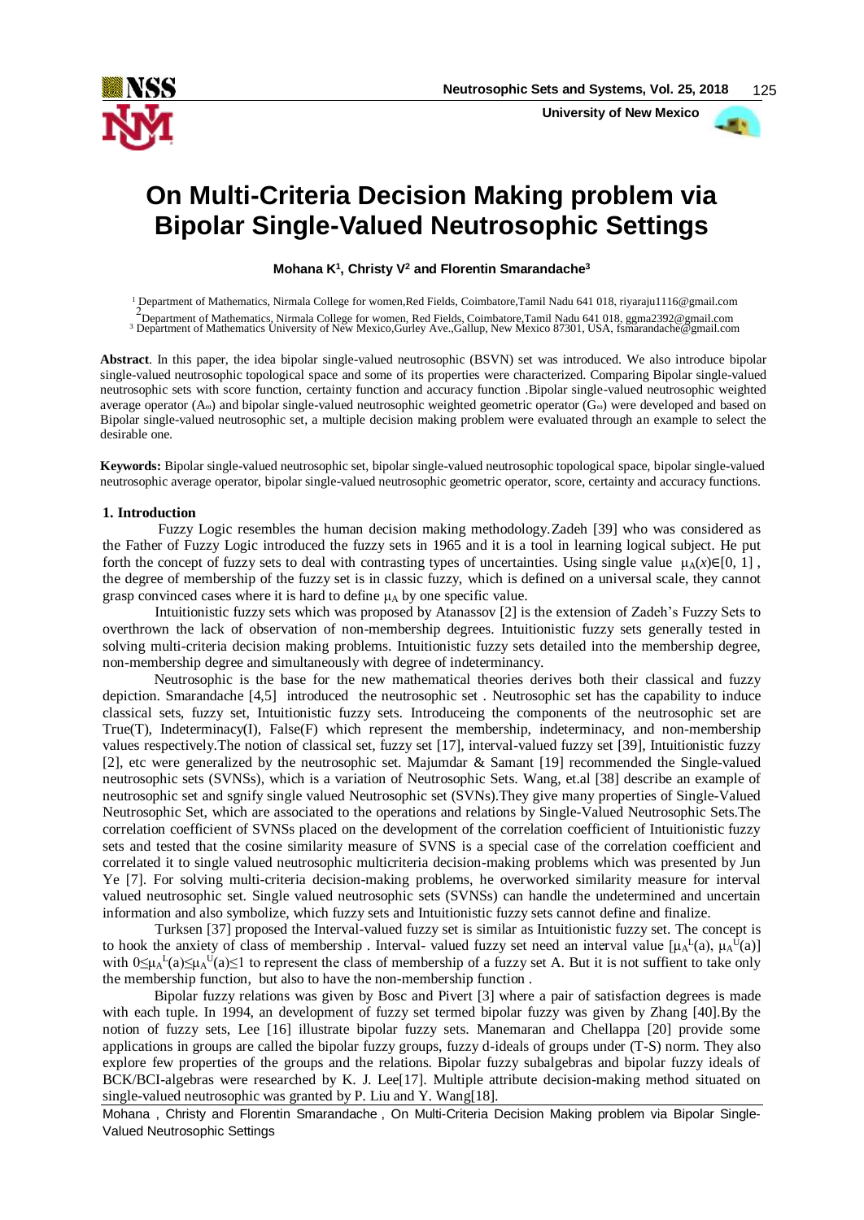# On Multi-Criteria Decision Making problem via Bipolar Single-Valued Neutrosophic Settings

**Mohana K[1], Christy V[2] and Florentin Smarandache[3]**

[1] Department of Mathematics, Nirmala College for women,Red Fields, Coimbatore,Tamil Nadu 641 018, riyaraju1116@gmail.com

[2] Department of Mathematics, Nirmala College for women, Red Fields, Coimbatore,Tamil Nadu 641 018, ggma2392@gmail.com

[3] Department of Mathematics University of New Mexico,Gurley Ave.,Gallup, New Mexico 87301, USA, fsmarandache@gmail.com

**Abstract**. In this paper, the idea bipolar single-valued neutrosophic (BSVN) set was introduced. We also introduce bipolar single-valued neutrosophic topological space and some of its properties were characterized. Comparing Bipolar single-valued neutrosophic sets with score function, certainty function and accuracy function .Bipolar single-valued neutrosophic weighted average operator ($A_\omega$) and bipolar single-valued neutrosophic weighted geometric operator ($G_\omega$) were developed and based on Bipolar single-valued neutrosophic set, a multiple decision making problem were evaluated through an example to select the desirable one.

**Keywords:** Bipolar single-valued neutrosophic set, bipolar single-valued neutrosophic topological space, bipolar single-valued neutrosophic average operator, bipolar single-valued neutrosophic geometric operator, score, certainty and accuracy functions.

## 1. Introduction

Fuzzy Logic resembles the human decision making methodology.Zadeh [39] who was considered as the Father of Fuzzy Logic introduced the fuzzy sets in 1965 and it is a tool in learning logical subject. He put forth the concept of fuzzy sets to deal with contrasting types of uncertainties. Using single value $\mu_A(x)\in[0, 1]$ , the degree of membership of the fuzzy set is in classic fuzzy, which is defined on a universal scale, they cannot grasp convinced cases where it is hard to define $\mu_A$ by one specific value.

Intuitionistic fuzzy sets which was proposed by Atanassov [2] is the extension of Zadeh's Fuzzy Sets to overthrown the lack of observation of non-membership degrees. Intuitionistic fuzzy sets generally tested in solving multi-criteria decision making problems. Intuitionistic fuzzy sets detailed into the membership degree, non-membership degree and simultaneously with degree of indeterminancy.

Neutrosophic is the base for the new mathematical theories derives both their classical and fuzzy depiction. Smarandache [4,5] introduced the neutrosophic set . Neutrosophic set has the capability to induce classical sets, fuzzy sets, Intuitionistic fuzzy sets. Introduceing the components of the neutrosophic set are True(T), Indeterminacy(I), False(F) which represent the membership, indeterminacy, and non-membership values respectively.The notion of classical set, fuzzy set [17], interval-valued fuzzy set [39], Intuitionistic fuzzy [2], etc were generalized by the neutrosophic set. Majumdar & Samant [19] recommended the Single-valued neutrosophic sets (SVNSs), which is a variation of Neutrosophic Sets. Wang, et.al [38] describe an example of neutrosophic set and sgnify single valued Neutrosophic set (SVNs).They give many properties of Single-Valued Neutrosophic Set, which are associated to the operations and relations by Single-Valued Neutrosophic Sets.The correlation coefficient of SVNSs placed on the development of the correlation coefficient of Intuitionistic fuzzy sets and tested that the cosine similarity measure of SVNS is a special case of the correlation coefficient and correlated it to single valued neutrosophic multicriteria decision-making problems which was presented by Jun Ye [7]. For solving multi-criteria decision-making problems, he overworked similarity measure for interval valued neutrosophic set. Single valued neutrosophic sets (SVNSs) can handle the undetermined and uncertain information and also symbolize, which fuzzy sets and Intuitionistic fuzzy sets cannot define and finalize.

Turksen [37] proposed the Interval-valued fuzzy set is similar as Intuitionistic fuzzy set. The concept is to hook the anxiety of class of membership . Interval- valued fuzzy set need an interval value $[\mu_A^L(a), \mu_A^U(a)]$ with $0\leq\mu_A^L(a)\leq\mu_A^U(a)\leq 1$ to represent the class of membership of a fuzzy set A. But it is not suffient to take only the membership function, but also to have the non-membership function .

Bipolar fuzzy relations was given by Bosc and Pivert [3] where a pair of satisfaction degrees is made with each tuple. In 1994, an development of fuzzy set termed bipolar fuzzy was given by Zhang [40].By the notion of fuzzy sets, Lee [16] illustrate bipolar fuzzy sets. Manemaran and Chellappa [20] provide some applications in groups are called the bipolar fuzzy groups, fuzzy d-ideals of groups under (T-S) norm. They also explore few properties of the groups and the relations. Bipolar fuzzy subalgebras and bipolar fuzzy ideals of BCK/BCI-algebras were researched by K. J. Lee[17]. Multiple attribute decision-making method situated on single-valued neutrosophic was granted by P. Liu and Y. Wang[18].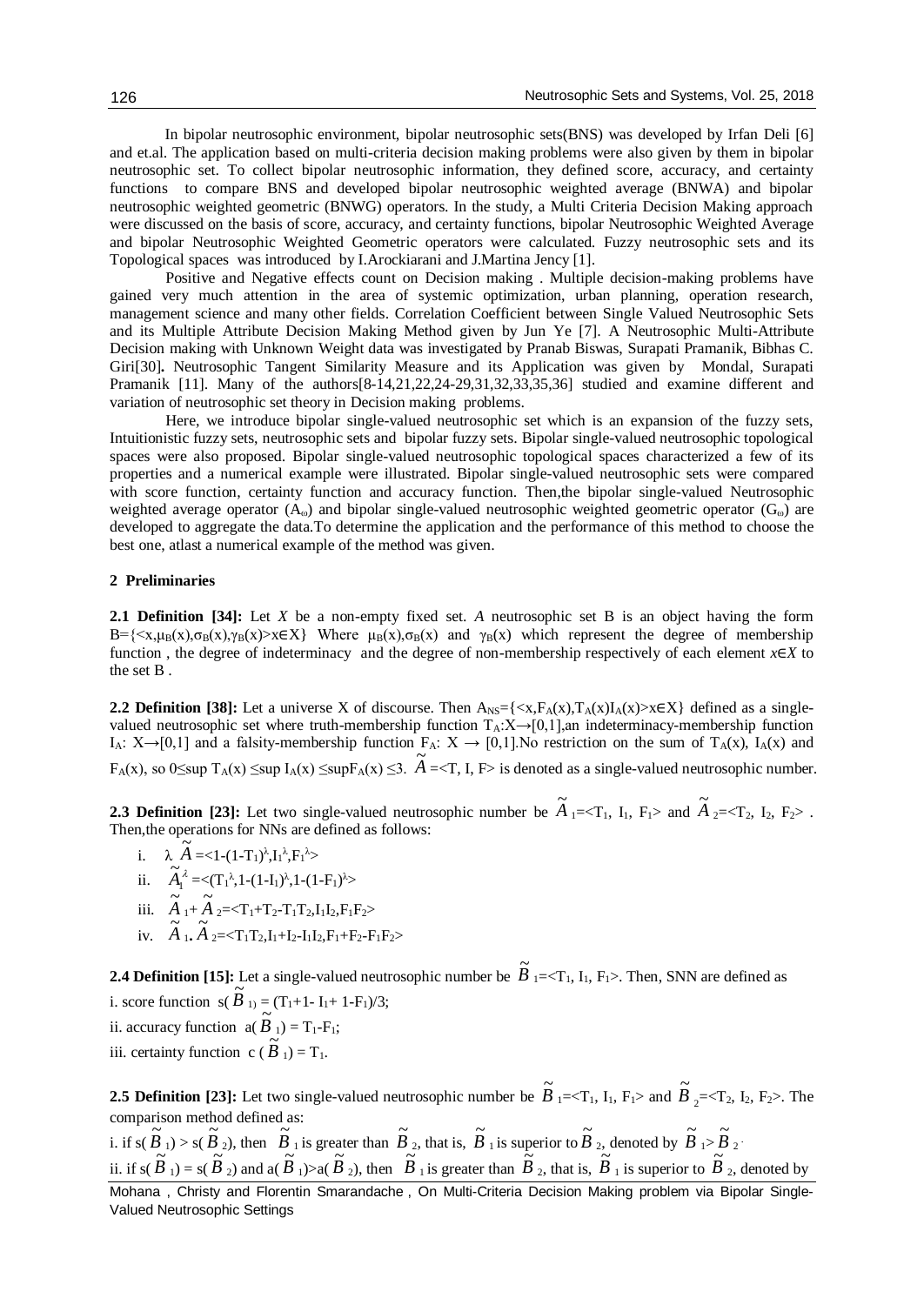In bipolar neutrosophic environment, bipolar neutrosophic sets(BNS) was developed by Irfan Deli [6] and et.al. The application based on multi-criteria decision making problems were also given by them in bipolar neutrosophic set. To collect bipolar neutrosophic information, they defined score, accuracy, and certainty functions to compare BNS and developed bipolar neutrosophic weighted average (BNWA) and bipolar neutrosophic weighted geometric (BNWG) operators. In the study, a Multi Criteria Decision Making approach were discussed on the basis of score, accuracy, and certainty functions, bipolar Neutrosophic Weighted Average and bipolar Neutrosophic Weighted Geometric operators were calculated. Fuzzy neutrosophic sets and its Topological spaces was introduced by I.Arockiarani and J.Martina Jency [1].

Positive and Negative effects count on Decision making . Multiple decision-making problems have gained very much attention in the area of systemic optimization, urban planning, operation research, management science and many other fields. Correlation Coefficient between Single Valued Neutrosophic Sets and its Multiple Attribute Decision Making Method given by Jun Ye [7]. A Neutrosophic Multi-Attribute Decision making with Unknown Weight data was investigated by Pranab Biswas, Surapati Pramanik, Bibhas C. Giri[30]**.** Neutrosophic Tangent Similarity Measure and its Application was given by Mondal, Surapati Pramanik [11]. Many of the authors[8-14,21,22,24-29,31,32,33,35,36] studied and examine different and variation of neutrosophic set theory in Decision making problems.

Here, we introduce bipolar single-valued neutrosophic set which is an expansion of the fuzzy sets, Intuitionistic fuzzy sets, neutrosophic sets and bipolar fuzzy sets. Bipolar single-valued neutrosophic topological spaces were also proposed. Bipolar single-valued neutrosophic topological spaces characterized a few of its properties and a numerical example were illustrated. Bipolar single-valued neutrosophic sets were compared with score function, certainty function and accuracy function. Then,the bipolar single-valued Neutrosophic weighted average operator ($A_\omega$) and bipolar single-valued neutrosophic weighted geometric operator ($G_\omega$) are developed to aggregate the data.To determine the application and the performance of this method to choose the best one, atlast a numerical example of the method was given.

## 2 Preliminaries

**2.1 Definition [34]:** Let *X* be a non-empty fixed set. *A* neutrosophic set B is an object having the form $B=\{<x,\mu_B(x),\sigma_B(x),\gamma_B(x)>x\in X\}$ Where $\mu_B(x),\sigma_B(x)$ and $\gamma_B(x)$ which represent the degree of membership function , the degree of indeterminacy and the degree of non-membership respectively of each element $x\in X$ to the set B .

**2.2 Definition [38]:** Let a universe X of discourse. Then $A_{NS}=\{<x,F_A(x),T_A(x)I_A(x)>x\in X\}$ defined as a single-valued neutrosophic set where truth-membership function $T_A:X\to[0,1]$,an indeterminacy-membership function $I_A: X\to[0,1]$ and a falsity-membership function $F_A: X \to [0,1]$.No restriction on the sum of $T_A(x)$, $I_A(x)$ and $F_A(x)$, so $0\le\sup T_A(x) \le\sup I_A(x) \le\sup F_A(x) \le 3$. $\tilde{A}=<T, I, F>$ is denoted as a single-valued neutrosophic number.

**2.3 Definition [23]:** Let two single-valued neutrosophic number be $\tilde{A}_1=<T_1, I_1, F_1>$ and $\tilde{A}_2=<T_2, I_2, F_2>$ . Then,the operations for NNs are defined as follows:

i. $\lambda \tilde{A}=<1-(1-T_1)^\lambda,I_1^\lambda,F_1^\lambda>$

ii. $\tilde{A}_1^\lambda=<T_1^\lambda,1-(1-I_1)^\lambda,1-(1-F_1)^\lambda>$

iii. $\tilde{A}_1+\tilde{A}_2=<T_1+T_2-T_1T_2,I_1I_2,F_1F_2>$

iv. $\tilde{A}_1.\tilde{A}_2=<T_1T_2,I_1+I_2-I_1I_2,F_1+F_2-F_1F_2>$

**2.4 Definition [15]:** Let a single-valued neutrosophic number be $\tilde{B}_1=<T_1, I_1, F_1>$. Then, SNN are defined as

i. score function $s(\tilde{B}_1) = (T_1+1- I_1+ 1-F_1)/3$;

ii. accuracy function $a(\tilde{B}_1) = T_1-F_1$;

iii. certainty function $c(\tilde{B}_1) = T_1$.

**2.5 Definition [23]:** Let two single-valued neutrosophic number be $\tilde{B}_1=<T_1, I_1, F_1>$ and $\tilde{B}_2=<T_2, I_2, F_2>$. The comparison method defined as:

i. if $s(\tilde{B}_1) > s(\tilde{B}_2)$, then $\tilde{B}_1$ is greater than $\tilde{B}_2$, that is, $\tilde{B}_1$ is superior to $\tilde{B}_2$, denoted by $\tilde{B}_1>\tilde{B}_2$.

ii. if $s(\tilde{B}_1) = s(\tilde{B}_2)$ and $a(\tilde{B}_1)>a(\tilde{B}_2)$, then $\tilde{B}_1$ is greater than $\tilde{B}_2$, that is, $\tilde{B}_1$ is superior to $\tilde{B}_2$, denoted by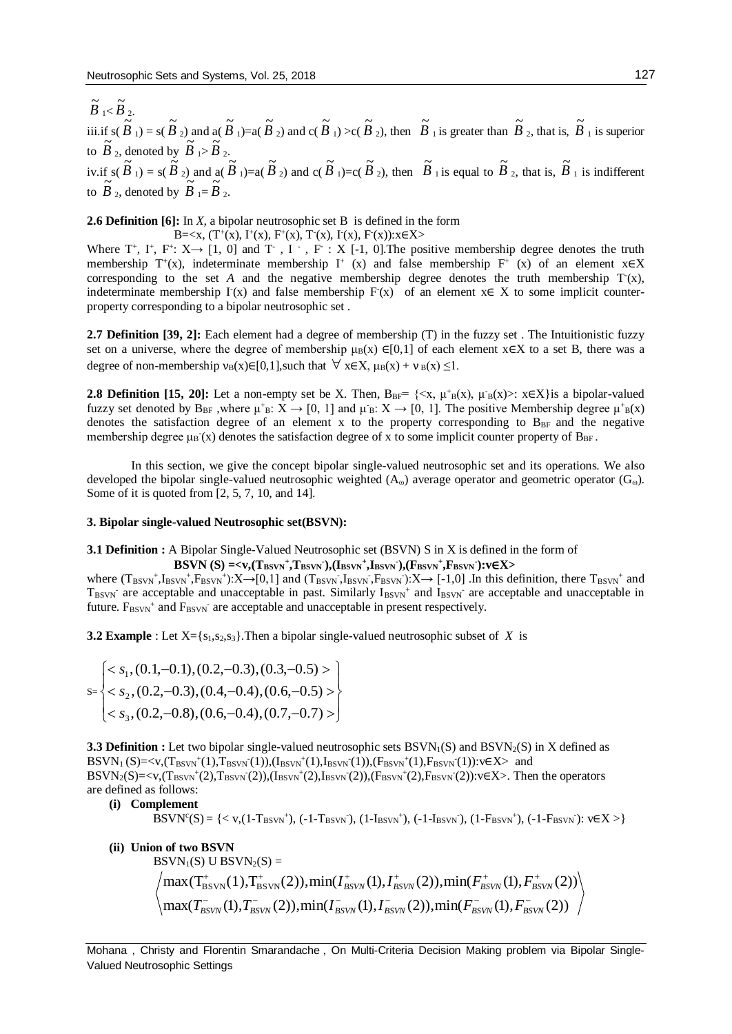$\tilde{B}_1 < \tilde{B}_2$.

iii.if $s(\tilde{B}_1) = s(\tilde{B}_2)$ and $a(\tilde{B}_1)=a(\tilde{B}_2)$ and $c(\tilde{B}_1) > c(\tilde{B}_2)$, then $\tilde{B}_1$ is greater than $\tilde{B}_2$, that is, $\tilde{B}_1$ is superior to $\tilde{B}_2$, denoted by $\tilde{B}_1 > \tilde{B}_2$.

iv.if $s(\tilde{B}_1) = s(\tilde{B}_2)$ and $a(\tilde{B}_1)=a(\tilde{B}_2)$ and $c(\tilde{B}_1)=c(\tilde{B}_2)$, then $\tilde{B}_1$ is equal to $\tilde{B}_2$, that is, $\tilde{B}_1$ is indifferent to $\tilde{B}_2$, denoted by $\tilde{B}_1 = \tilde{B}_2$.

**2.6 Definition [6]:** In *X*, a bipolar neutrosophic set B is defined in the form

$$B=<x, (T^+(x), I^+(x), F^+(x), T^-(x), I^-(x), F^-(x)):x\in X>$$

Where $T^+$, $I^+$, $F^+$: $X\rightarrow [1, 0]$ and $T^-$, $I^-$, $F^-$ : X [-1, 0].The positive membership degree denotes the truth membership $T^+(x)$, indeterminate membership $I^+(x)$ and false membership $F^+(x)$ of an element $x\in X$ corresponding to the set *A* and the negative membership degree denotes the truth membership $T^-(x)$, indeterminate membership $I^-(x)$ and false membership $F^-(x)$ of an element $x\in X$ to some implicit counter-property corresponding to a bipolar neutrosophic set .

**2.7 Definition [39, 2]:** Each element had a degree of membership (T) in the fuzzy set . The Intuitionistic fuzzy set on a universe, where the degree of membership $\mu_B(x) \in[0,1]$ of each element $x\in X$ to a set B, there was a degree of non-membership $\nu_B(x)\in[0,1]$,such that $\forall\ x\in X$, $\mu_B(x) + \nu_B(x) \leq 1$.

**2.8 Definition [15, 20]:** Let a non-empty set be X. Then, $B_{BF}= \{<x, \mu^+_B(x), \mu^-_B(x)>: x\in X\}$is a bipolar-valued fuzzy set denoted by $B_{BF}$ ,where $\mu^+_B$: $X \rightarrow [0, 1]$ and $\mu^-_B$: $X \rightarrow [0, 1]$. The positive Membership degree $\mu^+_B(x)$ denotes the satisfaction degree of an element x to the property corresponding to $B_{BF}$ and the negative membership degree $\mu_B^-(x)$ denotes the satisfaction degree of x to some implicit counter property of $B_{BF}$.

In this section, we give the concept bipolar single-valued neutrosophic set and its operations. We also developed the bipolar single-valued neutrosophic weighted ($A_\omega$) average operator and geometric operator ($G_\omega$). Some of it is quoted from [2, 5, 7, 10, and 14].

## 3. Bipolar single-valued Neutrosophic set(BSVN):

**3.1 Definition :** A Bipolar Single-Valued Neutrosophic set (BSVN) S in X is defined in the form of

$$\mathbf{BSVN\ (S) =<v,(T_{BSVN}^+,T_{BSVN}^-),(I_{BSVN}^+,I_{BSVN}^-),(F_{BSVN}^+,F_{BSVN}^-):v\in X>}$$

where $(T_{BSVN}^+,I_{BSVN}^+,F_{BSVN}^+):X\rightarrow[0,1]$ and $(T_{BSVN}^-,I_{BSVN}^-,F_{BSVN}^-):X\rightarrow [-1,0]$ .In this definition, there $T_{BSVN}^+$ and $T_{BSVN}^-$ are acceptable and unacceptable in past. Similarly $I_{BSVN}^+$ and $I_{BSVN}^-$ are acceptable and unacceptable in future. $F_{BSVN}^+$ and $F_{BSVN}^-$ are acceptable and unacceptable in present respectively.

**3.2 Example** : Let $X=\{s_1,s_2,s_3\}$.Then a bipolar single-valued neutrosophic subset of *X* is

$$S=\begin{Bmatrix} < s_1,(0.1,-0.1),(0.2,-0.3),(0.3,-0.5) > \\ < s_2,(0.2,-0.3),(0.4,-0.4),(0.6,-0.5) > \\ < s_3,(0.2,-0.8),(0.6,-0.4),(0.7,-0.7) > \end{Bmatrix}$$

**3.3 Definition :** Let two bipolar single-valued neutrosophic sets $BSVN_1(S)$ and $BSVN_2(S)$ in X defined as $BSVN_1(S)=<v,(T_{BSVN}^+(1),T_{BSVN}^-(1)),(I_{BSVN}^+(1),I_{BSVN}^-(1)),(F_{BSVN}^+(1),F_{BSVN}^-(1)):v\in X>$ and $BSVN_2(S)=<v,(T_{BSVN}^+(2),T_{BSVN}^-(2)),(I_{BSVN}^+(2),I_{BSVN}^-(2)),(F_{BSVN}^+(2),F_{BSVN}^-(2)):v\in X>$. Then the operators are defined as follows:

**(i) Complement**

$$BSVN^c(S) = \{< v,(1-T_{BSVN}^+), (-1-T_{BSVN}^-), (1-I_{BSVN}^+), (-1-I_{BSVN}^-), (1-F_{BSVN}^+), (-1-F_{BSVN}^-): v\in X >\}$$

**(ii) Union of two BSVN**

$BSVN_1(S) \cup BSVN_2(S) =$

$$\left\langle \begin{matrix} \max(T_{BSVN}^+(1),T_{BSVN}^+(2)),\min(I_{BSVN}^+(1),I_{BSVN}^+(2)),\min(F_{BSVN}^+(1),F_{BSVN}^+(2)) \\ \max(T_{BSVN}^-(1),T_{BSVN}^-(2)),\min(I_{BSVN}^-(1),I_{BSVN}^-(2)),\min(F_{BSVN}^-(1),F_{BSVN}^-(2)) \end{matrix} \right\rangle$$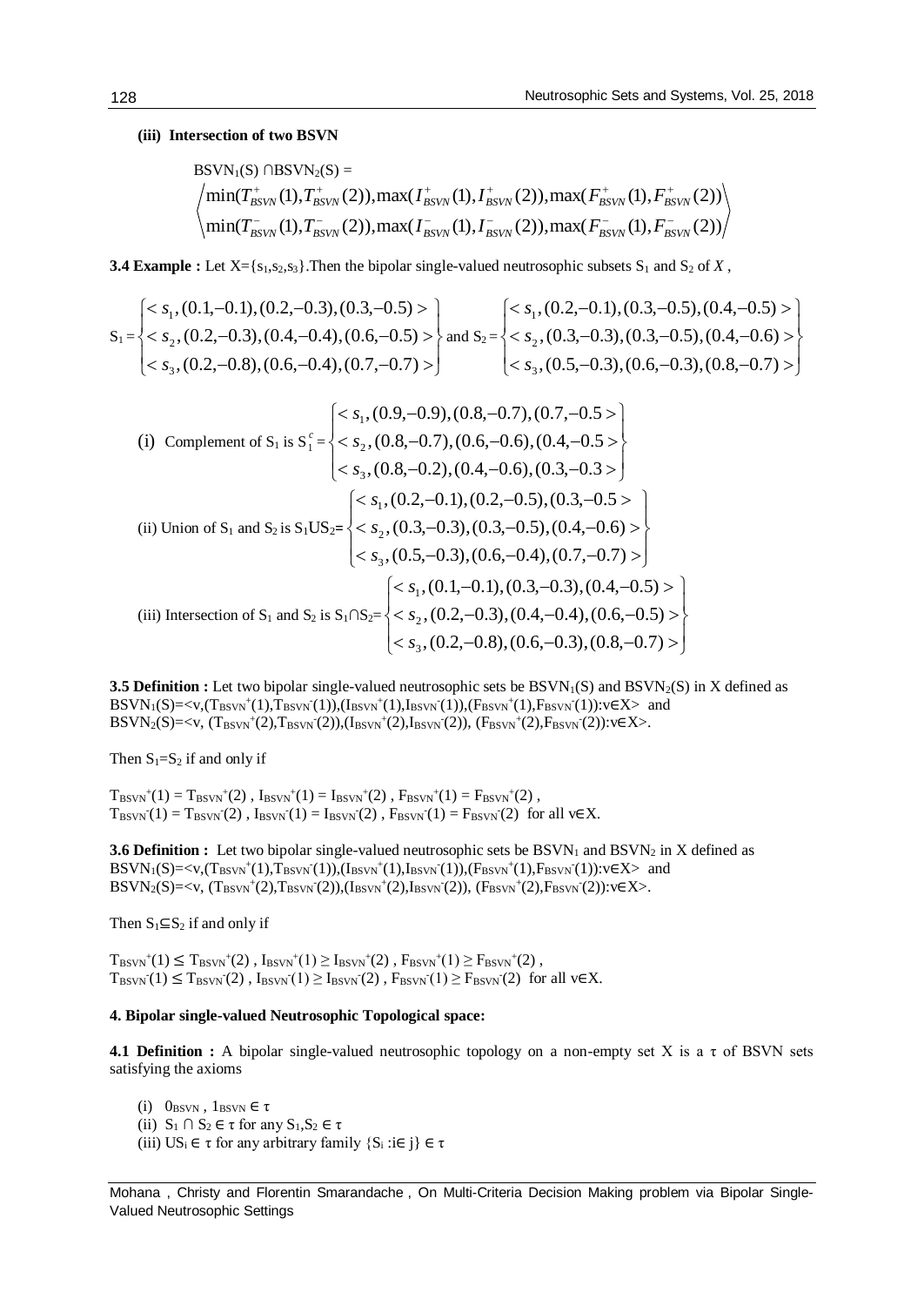**(iii) Intersection of two BSVN**

$$\text{BSVN}_1(S) \cap \text{BSVN}_2(S) = \left\langle \begin{matrix} \min(T^+_{BSVN}(1), T^+_{BSVN}(2)), \max(I^+_{BSVN}(1), I^+_{BSVN}(2)), \max(F^+_{BSVN}(1), F^+_{BSVN}(2)) \\ \min(T^-_{BSVN}(1), T^-_{BSVN}(2)), \max(I^-_{BSVN}(1), I^-_{BSVN}(2)), \max(F^-_{BSVN}(1), F^-_{BSVN}(2)) \end{matrix} \right\rangle$$

**3.4 Example :** Let $X=\{s_1,s_2,s_3\}$. Then the bipolar single-valued neutrosophic subsets $S_1$ and $S_2$ of $X$,

$$S_1 = \left\{ \begin{matrix} < s_1, (0.1,-0.1), (0.2,-0.3), (0.3,-0.5) > \\ < s_2, (0.2,-0.3), (0.4,-0.4), (0.6,-0.5) > \\ < s_3, (0.2,-0.8), (0.6,-0.4), (0.7,-0.7) > \end{matrix} \right\} \text{ and } S_2 = \left\{ \begin{matrix} < s_1, (0.2,-0.1), (0.3,-0.5), (0.4,-0.5) > \\ < s_2, (0.3,-0.3), (0.3,-0.5), (0.4,-0.6) > \\ < s_3, (0.5,-0.3), (0.6,-0.3), (0.8,-0.7) > \end{matrix} \right\}$$

(i) Complement of $S_1$ is $S_1^c = \left\{ \begin{matrix} < s_1, (0.9,-0.9), (0.8,-0.7), (0.7,-0.5 > \\ < s_2, (0.8,-0.7), (0.6,-0.6), (0.4,-0.5 > \\ < s_3, (0.8,-0.2), (0.4,-0.6), (0.3,-0.3 > \end{matrix} \right\}$

(ii) Union of $S_1$ and $S_2$ is $S_1 \cup S_2 = \left\{ \begin{matrix} < s_1, (0.2,-0.1), (0.2,-0.5), (0.3,-0.5 > \\ < s_2, (0.3,-0.3), (0.3,-0.5), (0.4,-0.6) > \\ < s_3, (0.5,-0.3), (0.6,-0.4), (0.7,-0.7) > \end{matrix} \right\}$

(iii) Intersection of $S_1$ and $S_2$ is $S_1 \cap S_2 = \left\{ \begin{matrix} < s_1, (0.1,-0.1), (0.3,-0.3), (0.4,-0.5) > \\ < s_2, (0.2,-0.3), (0.4,-0.4), (0.6,-0.5) > \\ < s_3, (0.2,-0.8), (0.6,-0.3), (0.8,-0.7) > \end{matrix} \right\}$

**3.5 Definition :** Let two bipolar single-valued neutrosophic sets be $\text{BSVN}_1(S)$ and $\text{BSVN}_2(S)$ in X defined as $\text{BSVN}_1(S)=<v,(T_{BSVN}^+(1),T_{BSVN}^-(1)),(I_{BSVN}^+(1),I_{BSVN}^-(1)),(F_{BSVN}^+(1),F_{BSVN}^-(1)):v\in X>$ and $\text{BSVN}_2(S)=<v, (T_{BSVN}^+(2),T_{BSVN}^-(2)),(I_{BSVN}^+(2),I_{BSVN}^-(2)), (F_{BSVN}^+(2),F_{BSVN}^-(2)):v\in X>$.

Then $S_1=S_2$ if and only if

$T_{BSVN}^+(1) = T_{BSVN}^+(2)$ , $I_{BSVN}^+(1) = I_{BSVN}^+(2)$ , $F_{BSVN}^+(1) = F_{BSVN}^+(2)$ ,
$T_{BSVN}^-(1) = T_{BSVN}^-(2)$ , $I_{BSVN}^-(1) = I_{BSVN}^-(2)$ , $F_{BSVN}^-(1) = F_{BSVN}^-(2)$ for all $v\in X$.

**3.6 Definition :** Let two bipolar single-valued neutrosophic sets be $\text{BSVN}_1$ and $\text{BSVN}_2$ in X defined as $\text{BSVN}_1(S)=<v,(T_{BSVN}^+(1),T_{BSVN}^-(1)),(I_{BSVN}^+(1),I_{BSVN}^-(1)),(F_{BSVN}^+(1),F_{BSVN}^-(1)):v\in X>$ and $\text{BSVN}_2(S)=<v, (T_{BSVN}^+(2),T_{BSVN}^-(2)),(I_{BSVN}^+(2),I_{BSVN}^-(2)), (F_{BSVN}^+(2),F_{BSVN}^-(2)):v\in X>$.

Then $S_1 \subseteq S_2$ if and only if

$T_{BSVN}^+(1) \leq T_{BSVN}^+(2)$ , $I_{BSVN}^+(1) \geq I_{BSVN}^+(2)$ , $F_{BSVN}^+(1) \geq F_{BSVN}^+(2)$ ,
$T_{BSVN}^-(1) \leq T_{BSVN}^-(2)$ , $I_{BSVN}^-(1) \geq I_{BSVN}^-(2)$ , $F_{BSVN}^-(1) \geq F_{BSVN}^-(2)$ for all $v\in X$.

## 4. Bipolar single-valued Neutrosophic Topological space:

**4.1 Definition :** A bipolar single-valued neutrosophic topology on a non-empty set X is a $\tau$ of BSVN sets satisfying the axioms

(i) $0_{BSVN}$ , $1_{BSVN} \in \tau$
(ii) $S_1 \cap S_2 \in \tau$ for any $S_1,S_2 \in \tau$
(iii) $\cup S_i \in \tau$ for any arbitrary family $\{S_i : i\in j\} \in \tau$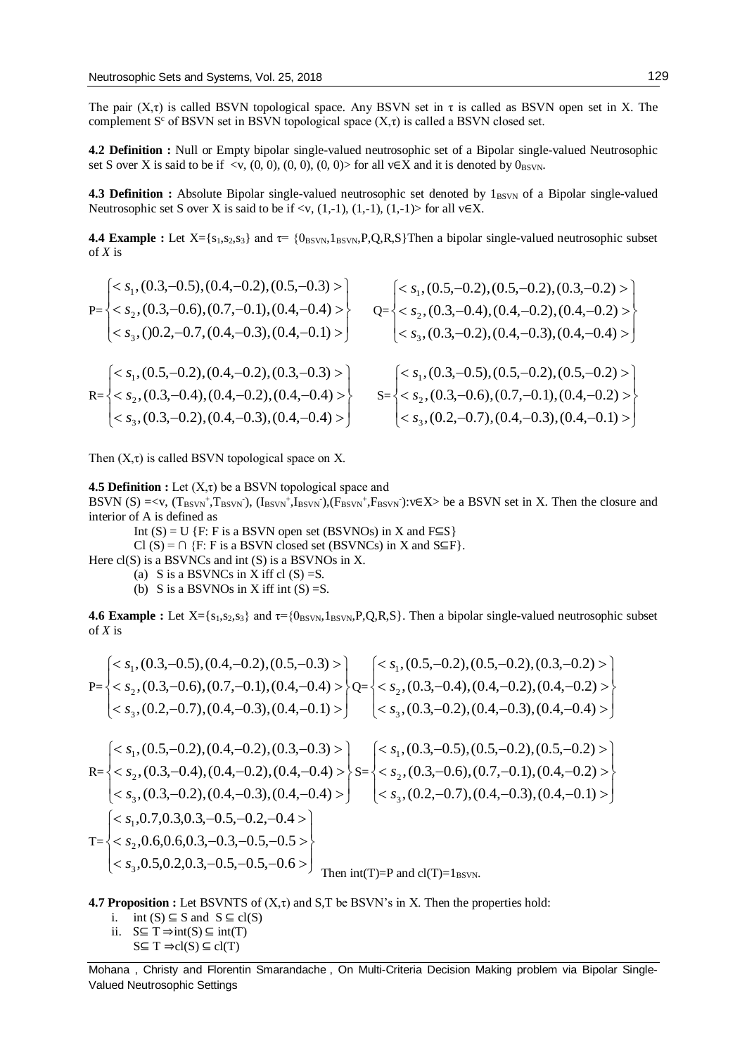The pair $(X,\tau)$ is called BSVN topological space. Any BSVN set in $\tau$ is called as BSVN open set in X. The complement $S^c$ of BSVN set in BSVN topological space $(X,\tau)$ is called a BSVN closed set.

**4.2 Definition :** Null or Empty bipolar single-valued neutrosophic set of a Bipolar single-valued Neutrosophic set S over X is said to be if <v, (0, 0), (0, 0), (0, 0)> for all $v \in X$ and it is denoted by $0_{BSVN}$.

**4.3 Definition :** Absolute Bipolar single-valued neutrosophic set denoted by $1_{BSVN}$ of a Bipolar single-valued Neutrosophic set S over X is said to be if <v, (1,-1), (1,-1), (1,-1)> for all $v \in X$.

**4.4 Example :** Let $X=\{s_1,s_2,s_3\}$ and $\tau=\{0_{BSVN},1_{BSVN},P,Q,R,S\}$Then a bipolar single-valued neutrosophic subset of *X* is

$$P=\begin{Bmatrix} < s_1,(0.3,-0.5),(0.4,-0.2),(0.5,-0.3) > \\ < s_2,(0.3,-0.6),(0.7,-0.1),(0.4,-0.4) > \\ < s_3,()0.2,-0.7,(0.4,-0.3),(0.4,-0.1) > \end{Bmatrix} \quad Q=\begin{Bmatrix} < s_1,(0.5,-0.2),(0.5,-0.2),(0.3,-0.2) > \\ < s_2,(0.3,-0.4),(0.4,-0.2),(0.4,-0.2) > \\ < s_3,(0.3,-0.2),(0.4,-0.3),(0.4,-0.4) > \end{Bmatrix}$$

$$R=\begin{Bmatrix} < s_1,(0.5,-0.2),(0.4,-0.2),(0.3,-0.3) > \\ < s_2,(0.3,-0.4),(0.4,-0.2),(0.4,-0.4) > \\ < s_3,(0.3,-0.2),(0.4,-0.3),(0.4,-0.4) > \end{Bmatrix} \quad S=\begin{Bmatrix} < s_1,(0.3,-0.5),(0.5,-0.2),(0.5,-0.2) > \\ < s_2,(0.3,-0.6),(0.7,-0.1),(0.4,-0.2) > \\ < s_3,(0.2,-0.7),(0.4,-0.3),(0.4,-0.1) > \end{Bmatrix}$$

Then $(X,\tau)$ is called BSVN topological space on X.

**4.5 Definition :** Let $(X,\tau)$ be a BSVN topological space and

BSVN (S) =<v, $(T_{BSVN}^+,T_{BSVN}^-)$, $(I_{BSVN}^+,I_{BSVN}^-)$,$(F_{BSVN}^+,F_{BSVN}^-)$:$v \in X$> be a BSVN set in X. Then the closure and interior of A is defined as

Int (S) = ∪ {F: F is a BSVN open set (BSVNOs) in X and F⊆S}

Cl (S) = ∩ {F: F is a BSVN closed set (BSVNCs) in X and S⊆F}.

Here cl(S) is a BSVNCs and int (S) is a BSVNOs in X.

(a) S is a BSVNCs in X iff cl (S) =S.

(b) S is a BSVNOs in X iff int (S) =S.

**4.6 Example :** Let $X=\{s_1,s_2,s_3\}$ and $\tau=\{0_{BSVN},1_{BSVN},P,Q,R,S\}$. Then a bipolar single-valued neutrosophic subset of *X* is

$$P=\begin{Bmatrix} < s_1,(0.3,-0.5),(0.4,-0.2),(0.5,-0.3) > \\ < s_2,(0.3,-0.6),(0.7,-0.1),(0.4,-0.4) > \\ < s_3,(0.2,-0.7),(0.4,-0.3),(0.4,-0.1) > \end{Bmatrix} Q=\begin{Bmatrix} < s_1,(0.5,-0.2),(0.5,-0.2),(0.3,-0.2) > \\ < s_2,(0.3,-0.4),(0.4,-0.2),(0.4,-0.2) > \\ < s_3,(0.3,-0.2),(0.4,-0.3),(0.4,-0.4) > \end{Bmatrix}$$

$$R=\begin{Bmatrix} < s_1,(0.5,-0.2),(0.4,-0.2),(0.3,-0.3) > \\ < s_2,(0.3,-0.4),(0.4,-0.2),(0.4,-0.4) > \\ < s_3,(0.3,-0.2),(0.4,-0.3),(0.4,-0.4) > \end{Bmatrix} S=\begin{Bmatrix} < s_1,(0.3,-0.5),(0.5,-0.2),(0.5,-0.2) > \\ < s_2,(0.3,-0.6),(0.7,-0.1),(0.4,-0.2) > \\ < s_3,(0.2,-0.7),(0.4,-0.3),(0.4,-0.1) > \end{Bmatrix}$$

$$T=\begin{Bmatrix} < s_1,0.7,0.3,0.3,-0.5,-0.2,-0.4 > \\ < s_2,0.6,0.6,0.3,-0.3,-0.5,-0.5 > \\ < s_3,0.5,0.2,0.3,-0.5,-0.5,-0.6 > \end{Bmatrix}$$

Then int(T)=P and cl(T)=$1_{BSVN}$.

**4.7 Proposition :** Let BSVNTS of $(X,\tau)$ and S,T be BSVN's in X. Then the properties hold:

i. int (S) ⊆ S and S ⊆ cl(S)

ii. S⊆ T ⇒int(S) ⊆ int(T)

S⊆ T ⇒cl(S) ⊆ cl(T)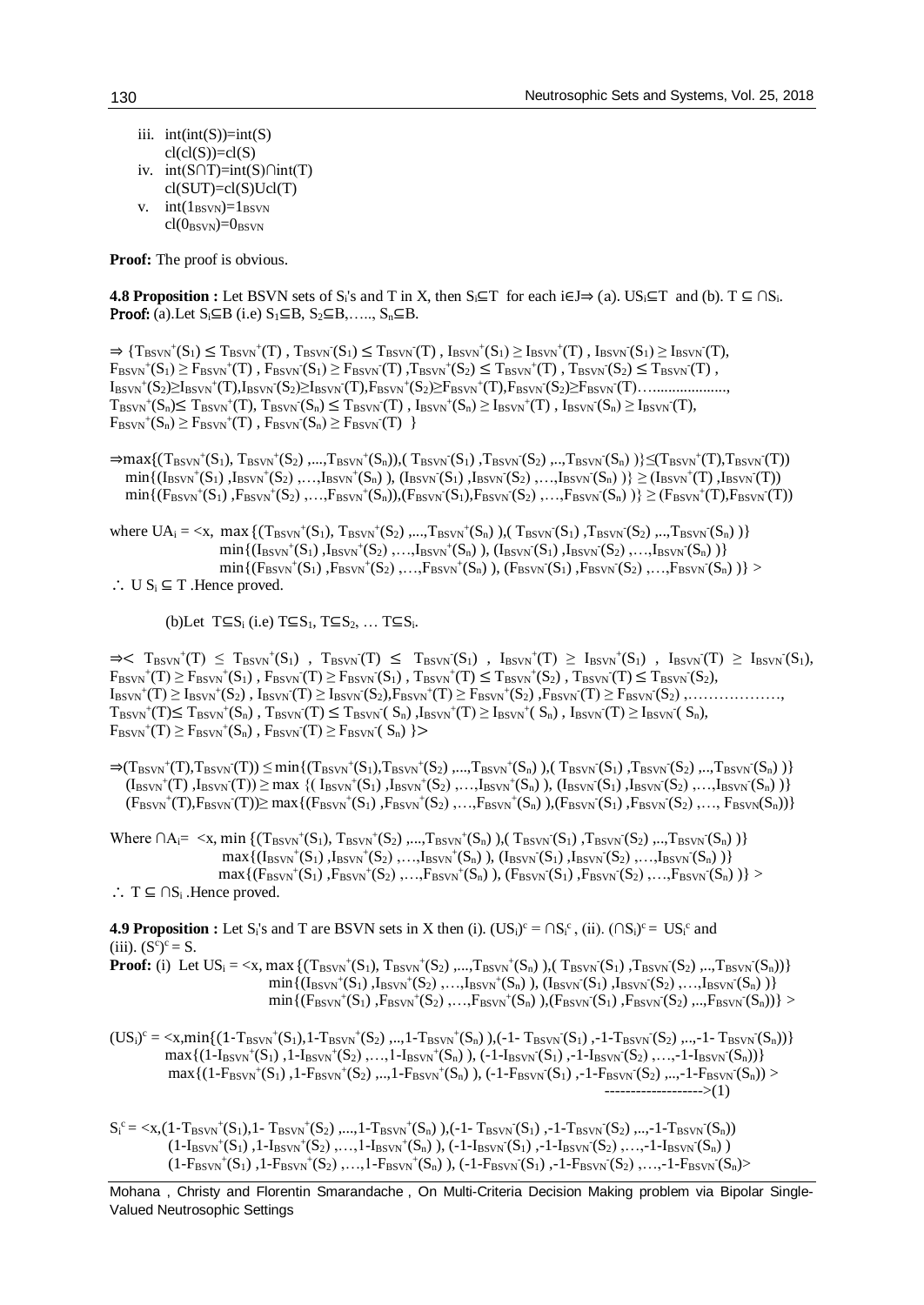iii. $int(int(S))=int(S)$
   $cl(cl(S))=cl(S)$

iv. $int(S\cap T)=int(S)\cap int(T)$
   $cl(S\cup T)=cl(S)\cup cl(T)$

v. $int(1_{BSVN})=1_{BSVN}$
   $cl(0_{BSVN})=0_{BSVN}$

**Proof:** The proof is obvious.

**4.8 Proposition :** Let BSVN sets of $S_i$'s and T in X, then $S_i \subseteq T$ for each $i \in J \Rightarrow$ (a). $\cup S_i \subseteq T$ and (b). $T \subseteq \cap S_i$.

**Proof:** (a).Let $S_i \subseteq B$ (i.e) $S_1 \subseteq B$, $S_2 \subseteq B, \ldots, S_n \subseteq B$.

$\Rightarrow \{T_{BSVN}^+(S_1) \le T_{BSVN}^+(T)$ , $T_{BSVN}^-(S_1) \le T_{BSVN}^-(T)$ , $I_{BSVN}^+(S_1) \ge I_{BSVN}^+(T)$ , $I_{BSVN}^-(S_1) \ge I_{BSVN}^-(T)$, $F_{BSVN}^+(S_1) \ge F_{BSVN}^+(T)$ , $F_{BSVN}^-(S_1) \ge F_{BSVN}^-(T)$ ,$T_{BSVN}^+(S_2) \le T_{BSVN}^+(T)$ , $T_{BSVN}^-(S_2) \le T_{BSVN}^-(T)$ , $I_{BSVN}^+(S_2) \ge I_{BSVN}^+(T)$,$I_{BSVN}^-(S_2) \ge I_{BSVN}^-(T)$,$F_{BSVN}^+(S_2) \ge F_{BSVN}^+(T)$,$F_{BSVN}^-(S_2) \ge F_{BSVN}^-(T)$……................., $T_{BSVN}^+(S_n) \le T_{BSVN}^+(T)$, $T_{BSVN}^-(S_n) \le T_{BSVN}^-(T)$ , $I_{BSVN}^+(S_n) \ge I_{BSVN}^+(T)$ , $I_{BSVN}^-(S_n) \ge I_{BSVN}^-(T)$, $F_{BSVN}^+(S_n) \ge F_{BSVN}^+(T)$ , $F_{BSVN}^-(S_n) \ge F_{BSVN}^-(T)$ $\}$

$\Rightarrow \max\{(T_{BSVN}^+(S_1), T_{BSVN}^+(S_2), \ldots, T_{BSVN}^+(S_n)), (T_{BSVN}^-(S_1), T_{BSVN}^-(S_2), \ldots, T_{BSVN}^-(S_n))\} \le (T_{BSVN}^+(T), T_{BSVN}^-(T))$
$\min\{(I_{BSVN}^+(S_1), I_{BSVN}^+(S_2), \ldots, I_{BSVN}^+(S_n)), (I_{BSVN}^-(S_1), I_{BSVN}^-(S_2), \ldots, I_{BSVN}^-(S_n))\} \ge (I_{BSVN}^+(T), I_{BSVN}^-(T))$
$\min\{(F_{BSVN}^+(S_1), F_{BSVN}^+(S_2), \ldots, F_{BSVN}^+(S_n)), (F_{BSVN}^-(S_1), F_{BSVN}^-(S_2), \ldots, F_{BSVN}^-(S_n))\} \ge (F_{BSVN}^+(T), F_{BSVN}^-(T))$

where $UA_i = <x,\ \max\{(T_{BSVN}^+(S_1), T_{BSVN}^+(S_2), \ldots, T_{BSVN}^+(S_n)), (T_{BSVN}^-(S_1), T_{BSVN}^-(S_2), \ldots, T_{BSVN}^-(S_n))\}$
$\min\{(I_{BSVN}^+(S_1), I_{BSVN}^+(S_2), \ldots, I_{BSVN}^+(S_n)), (I_{BSVN}^-(S_1), I_{BSVN}^-(S_2), \ldots, I_{BSVN}^-(S_n))\}$
$\min\{(F_{BSVN}^+(S_1), F_{BSVN}^+(S_2), \ldots, F_{BSVN}^+(S_n)), (F_{BSVN}^-(S_1), F_{BSVN}^-(S_2), \ldots, F_{BSVN}^-(S_n))\} >$

$\therefore$ $U\ S_i \subseteq T$ .Hence proved.

(b)Let $T \subseteq S_i$ (i.e) $T \subseteq S_1$, $T \subseteq S_2, \ldots T \subseteq S_i$.

$\Rightarrow <$ $T_{BSVN}^+(T) \le T_{BSVN}^+(S_1)$ , $T_{BSVN}^-(T) \le T_{BSVN}^-(S_1)$ , $I_{BSVN}^+(T) \ge I_{BSVN}^+(S_1)$ , $I_{BSVN}^-(T) \ge I_{BSVN}^-(S_1)$, $F_{BSVN}^+(T) \ge F_{BSVN}^+(S_1)$ , $F_{BSVN}^-(T) \ge F_{BSVN}^-(S_1)$ , $T_{BSVN}^+(T) \le T_{BSVN}^+(S_2)$ , $T_{BSVN}^-(T) \le T_{BSVN}^-(S_2)$, $I_{BSVN}^+(T) \ge I_{BSVN}^+(S_2)$ , $I_{BSVN}^-(T) \ge I_{BSVN}^-(S_2)$,$F_{BSVN}^+(T) \ge F_{BSVN}^+(S_2)$ ,$F_{BSVN}^-(T) \ge F_{BSVN}^-(S_2)$ ,………………., $T_{BSVN}^+(T) \le T_{BSVN}^+(S_n)$ , $T_{BSVN}^-(T) \le T_{BSVN}^-(S_n)$ ,$I_{BSVN}^+(T) \ge I_{BSVN}^+(S_n)$ , $I_{BSVN}^-(T) \ge I_{BSVN}^-(S_n)$, $F_{BSVN}^+(T) \ge F_{BSVN}^+(S_n)$ , $F_{BSVN}^-(T) \ge F_{BSVN}^-(S_n)$ $\}>$

$\Rightarrow (T_{BSVN}^+(T), T_{BSVN}^-(T)) \le \min\{(T_{BSVN}^+(S_1), T_{BSVN}^+(S_2), \ldots, T_{BSVN}^+(S_n)), (T_{BSVN}^-(S_1), T_{BSVN}^-(S_2), \ldots, T_{BSVN}^-(S_n))\}$
$(I_{BSVN}^+(T), I_{BSVN}^-(T)) \ge \max\{(I_{BSVN}^+(S_1), I_{BSVN}^+(S_2), \ldots, I_{BSVN}^+(S_n)), (I_{BSVN}^-(S_1), I_{BSVN}^-(S_2), \ldots, I_{BSVN}^-(S_n))\}$
$(F_{BSVN}^+(T), F_{BSVN}^-(T)) \ge \max\{(F_{BSVN}^+(S_1), F_{BSVN}^+(S_2), \ldots, F_{BSVN}^+(S_n)), (F_{BSVN}^-(S_1), F_{BSVN}^-(S_2), \ldots, F_{BSVN}(S_n))\}$

Where $\cap A_i = <x, \min\{(T_{BSVN}^+(S_1), T_{BSVN}^+(S_2), \ldots, T_{BSVN}^+(S_n)), (T_{BSVN}^-(S_1), T_{BSVN}^-(S_2), \ldots, T_{BSVN}^-(S_n))\}$
$\max\{(I_{BSVN}^+(S_1), I_{BSVN}^+(S_2), \ldots, I_{BSVN}^+(S_n)), (I_{BSVN}^-(S_1), I_{BSVN}^-(S_2), \ldots, I_{BSVN}^-(S_n))\}$
$\max\{(F_{BSVN}^+(S_1), F_{BSVN}^+(S_2), \ldots, F_{BSVN}^+(S_n)), (F_{BSVN}^-(S_1), F_{BSVN}^-(S_2), \ldots, F_{BSVN}^-(S_n))\} >$

$\therefore$ $T \subseteq \cap S_i$ .Hence proved.

**4.9 Proposition :** Let $S_i$'s and T are BSVN sets in X then (i). $(US_i)^c = \cap S_i^c$ , (ii). $(\cap S_i)^c = US_i^c$ and (iii). $(S^c)^c = S$.

**Proof:** (i) Let $US_i = <x, \max\{(T_{BSVN}^+(S_1), T_{BSVN}^+(S_2), \ldots, T_{BSVN}^+(S_n)), (T_{BSVN}^-(S_1), T_{BSVN}^-(S_2), \ldots, T_{BSVN}^-(S_n))\}$
$\min\{(I_{BSVN}^+(S_1), I_{BSVN}^+(S_2), \ldots, I_{BSVN}^+(S_n)), (I_{BSVN}^-(S_1), I_{BSVN}^-(S_2), \ldots, I_{BSVN}^-(S_n))\}$
$\min\{(F_{BSVN}^+(S_1), F_{BSVN}^+(S_2), \ldots, F_{BSVN}^+(S_n)), (F_{BSVN}^-(S_1), F_{BSVN}^-(S_2), \ldots, F_{BSVN}^-(S_n))\} >$

$(US_i)^c = <x, \min\{(1-T_{BSVN}^+(S_1), 1-T_{BSVN}^+(S_2), \ldots, 1-T_{BSVN}^+(S_n)), (-1-T_{BSVN}^-(S_1), -1-T_{BSVN}^-(S_2), \ldots, -1-T_{BSVN}^-(S_n))\}$
$\max\{(1-I_{BSVN}^+(S_1), 1-I_{BSVN}^+(S_2), \ldots, 1-I_{BSVN}^+(S_n)), (-1-I_{BSVN}^-(S_1), -1-I_{BSVN}^-(S_2), \ldots, -1-I_{BSVN}^-(S_n))\}$
$\max\{(1-F_{BSVN}^+(S_1), 1-F_{BSVN}^+(S_2), \ldots, 1-F_{BSVN}^+(S_n)), (-1-F_{BSVN}^-(S_1), -1-F_{BSVN}^-(S_2), \ldots, -1-F_{BSVN}^-(S_n)) >$
------------------->(1)

$S_i^c = <x, (1-T_{BSVN}^+(S_1), 1-T_{BSVN}^+(S_2), \ldots, 1-T_{BSVN}^+(S_n)), (-1-T_{BSVN}^-(S_1), -1-T_{BSVN}^-(S_2), \ldots, -1-T_{BSVN}^-(S_n))$
$(1-I_{BSVN}^+(S_1), 1-I_{BSVN}^+(S_2), \ldots, 1-I_{BSVN}^+(S_n)), (-1-I_{BSVN}^-(S_1), -1-I_{BSVN}^-(S_2), \ldots, -1-I_{BSVN}^-(S_n))$
$(1-F_{BSVN}^+(S_1), 1-F_{BSVN}^+(S_2), \ldots, 1-F_{BSVN}^+(S_n)), (-1-F_{BSVN}^-(S_1), -1-F_{BSVN}^-(S_2), \ldots, -1-F_{BSVN}^-(S_n)>$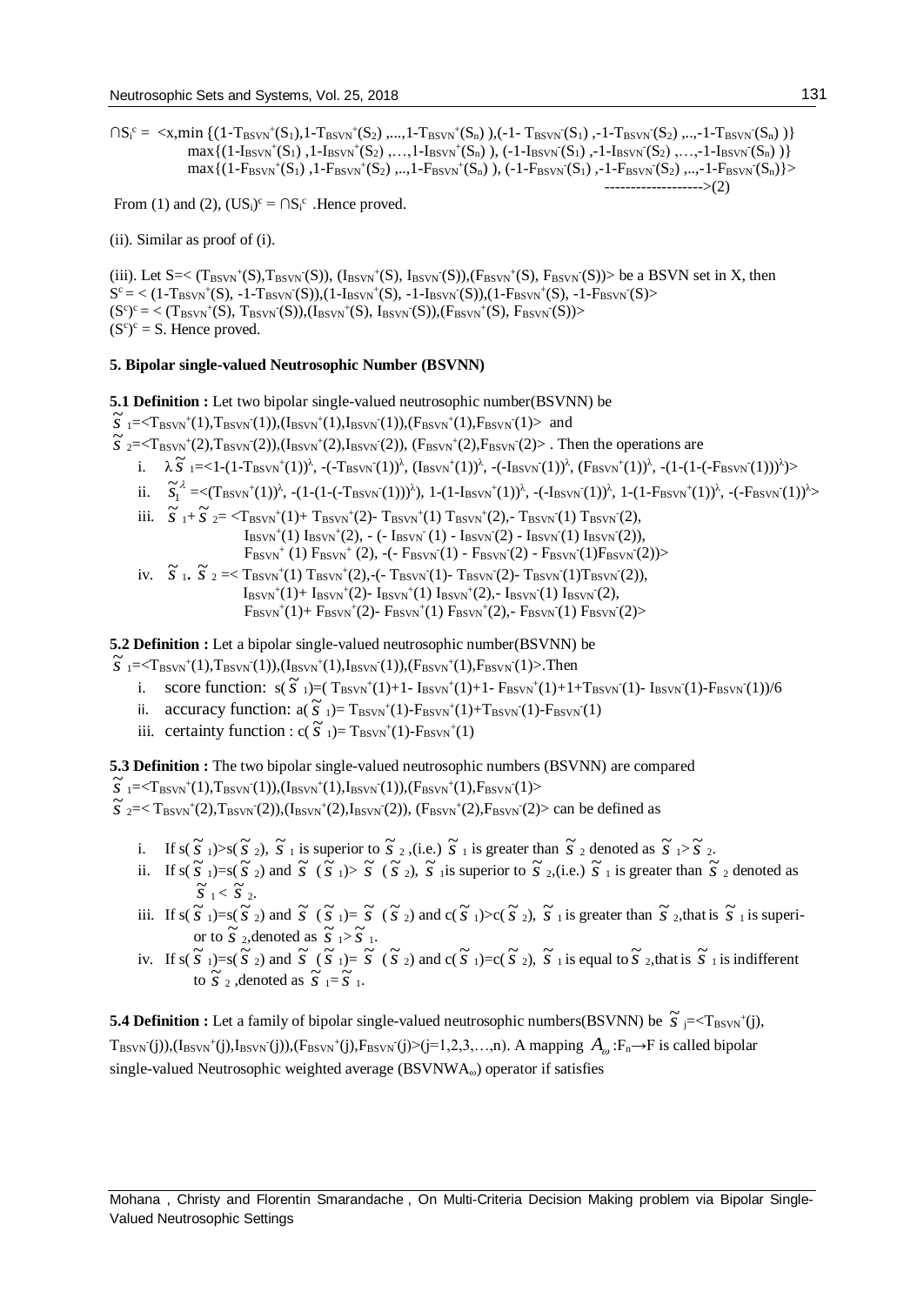$\cap S_i^c = \langle x, \min\{(1-T_{BSVN}^+(S_1), 1-T_{BSVN}^+(S_2), ..., 1-T_{BSVN}^+(S_n)), (-1-T_{BSVN}^-(S_1), -1-T_{BSVN}^-(S_2), .., -1-T_{BSVN}^-(S_n))\}$

$\max\{(1-I_{BSVN}^+(S_1), 1-I_{BSVN}^+(S_2), \ldots, 1-I_{BSVN}^+(S_n)), (-1-I_{BSVN}^-(S_1), -1-I_{BSVN}^-(S_2), \ldots, -1-I_{BSVN}^-(S_n))\}$

$\max\{(1-F_{BSVN}^+(S_1), 1-F_{BSVN}^+(S_2), .., 1-F_{BSVN}^+(S_n)), (-1-F_{BSVN}^-(S_1), -1-F_{BSVN}^-(S_2), .., -1-F_{BSVN}^-(S_n))\}\rangle$ ------------------->(2)

From (1) and (2), $(\cup S_i)^c = \cap S_i^c$ .Hence proved.

(ii). Similar as proof of (i).

(iii). Let $S = \langle (T_{BSVN}^+(S), T_{BSVN}^-(S)), (I_{BSVN}^+(S), I_{BSVN}^-(S)), (F_{BSVN}^+(S), F_{BSVN}^-(S))\rangle$ be a BSVN set in X, then

$S^c = \langle (1-T_{BSVN}^+(S), -1-T_{BSVN}^-(S)), (1-I_{BSVN}^+(S), -1-I_{BSVN}^-(S)), (1-F_{BSVN}^+(S), -1-F_{BSVN}^-(S)\rangle$

$(S^c)^c = \langle (T_{BSVN}^+(S), T_{BSVN}^-(S)), (I_{BSVN}^+(S), I_{BSVN}^-(S)), (F_{BSVN}^+(S), F_{BSVN}^-(S))\rangle$

$(S^c)^c = S$. Hence proved.

### 5. Bipolar single-valued Neutrosophic Number (BSVNN)

**5.1 Definition :** Let two bipolar single-valued neutrosophic number(BSVNN) be

$\tilde{S}_1 = \langle T_{BSVN}^+(1), T_{BSVN}^-(1)), (I_{BSVN}^+(1), I_{BSVN}^-(1)), (F_{BSVN}^+(1), F_{BSVN}^-(1)\rangle$ and

$\tilde{S}_2 = \langle T_{BSVN}^+(2), T_{BSVN}^-(2)), (I_{BSVN}^+(2), I_{BSVN}^-(2)), (F_{BSVN}^+(2), F_{BSVN}^-(2)\rangle$ . Then the operations are

i. $\lambda\tilde{S}_1 = \langle 1-(1-T_{BSVN}^+(1))^\lambda, -(-T_{BSVN}^-(1))^\lambda, (I_{BSVN}^+(1))^\lambda, -(-I_{BSVN}^-(1))^\lambda, (F_{BSVN}^+(1))^\lambda, -(1-(1-(-F_{BSVN}^-(1)))^\lambda)\rangle$

ii. $\tilde{S}_1^\lambda = \langle (T_{BSVN}^+(1))^\lambda, -(1-(1-(-T_{BSVN}^-(1)))^\lambda), 1-(1-I_{BSVN}^+(1))^\lambda, -(-I_{BSVN}^-(1))^\lambda, 1-(1-F_{BSVN}^+(1))^\lambda, -(-F_{BSVN}^-(1))^\lambda\rangle$

iii. $\tilde{S}_1 + \tilde{S}_2 = \langle T_{BSVN}^+(1) + T_{BSVN}^+(2) - T_{BSVN}^+(1)\,T_{BSVN}^+(2), -T_{BSVN}^-(1)\,T_{BSVN}^-(2),$
$I_{BSVN}^+(1)\,I_{BSVN}^+(2), -(-I_{BSVN}^-(1) - I_{BSVN}^-(2) - I_{BSVN}^-(1)\,I_{BSVN}^-(2)),$
$F_{BSVN}^+(1)\,F_{BSVN}^+(2), -(-F_{BSVN}^-(1) - F_{BSVN}^-(2) - F_{BSVN}^-(1)F_{BSVN}^-(2))\rangle$

iv. $\tilde{S}_1 . \tilde{S}_2 = \langle T_{BSVN}^+(1)\,T_{BSVN}^+(2), -(-T_{BSVN}^-(1) - T_{BSVN}^-(2) - T_{BSVN}^-(1)T_{BSVN}^-(2)),$
$I_{BSVN}^+(1) + I_{BSVN}^+(2) - I_{BSVN}^+(1)\,I_{BSVN}^+(2), -I_{BSVN}^-(1)\,I_{BSVN}^-(2),$
$F_{BSVN}^+(1) + F_{BSVN}^+(2) - F_{BSVN}^+(1)\,F_{BSVN}^+(2), -F_{BSVN}^-(1)\,F_{BSVN}^-(2)\rangle$

**5.2 Definition :** Let a bipolar single-valued neutrosophic number(BSVNN) be

$\tilde{S}_1 = \langle T_{BSVN}^+(1), T_{BSVN}^-(1)), (I_{BSVN}^+(1), I_{BSVN}^-(1)), (F_{BSVN}^+(1), F_{BSVN}^-(1)\rangle$.Then

i. score function: $s(\tilde{S}_1) = (T_{BSVN}^+(1) + 1 - I_{BSVN}^+(1) + 1 - F_{BSVN}^+(1) + 1 + T_{BSVN}^-(1) - I_{BSVN}^-(1) - F_{BSVN}^-(1))/6$

ii. accuracy function: $a(\tilde{S}_1) = T_{BSVN}^+(1) - F_{BSVN}^+(1) + T_{BSVN}^-(1) - F_{BSVN}^-(1)$

iii. certainty function : $c(\tilde{S}_1) = T_{BSVN}^+(1) - F_{BSVN}^+(1)$

**5.3 Definition :** The two bipolar single-valued neutrosophic numbers (BSVNN) are compared

$\tilde{S}_1 = \langle T_{BSVN}^+(1), T_{BSVN}^-(1)), (I_{BSVN}^+(1), I_{BSVN}^-(1)), (F_{BSVN}^+(1), F_{BSVN}^-(1)\rangle$

$\tilde{S}_2 = \langle T_{BSVN}^+(2), T_{BSVN}^-(2)), (I_{BSVN}^+(2), I_{BSVN}^-(2)), (F_{BSVN}^+(2), F_{BSVN}^-(2)\rangle$ can be defined as

i. If $s(\tilde{S}_1) > s(\tilde{S}_2)$, $\tilde{S}_1$ is superior to $\tilde{S}_2$ ,(i.e.) $\tilde{S}_1$ is greater than $\tilde{S}_2$ denoted as $\tilde{S}_1 > \tilde{S}_2$.

ii. If $s(\tilde{S}_1) = s(\tilde{S}_2)$ and $\tilde{S}(\tilde{S}_1) > \tilde{S}(\tilde{S}_2)$, $\tilde{S}_1$ is superior to $\tilde{S}_2$,(i.e.) $\tilde{S}_1$ is greater than $\tilde{S}_2$ denoted as $\tilde{S}_1 < \tilde{S}_2$.

iii. If $s(\tilde{S}_1) = s(\tilde{S}_2)$ and $\tilde{S}(\tilde{S}_1) = \tilde{S}(\tilde{S}_2)$ and $c(\tilde{S}_1) > c(\tilde{S}_2)$, $\tilde{S}_1$ is greater than $\tilde{S}_2$,that is $\tilde{S}_1$ is superior to $\tilde{S}_2$,denoted as $\tilde{S}_1 > \tilde{S}_1$.

iv. If $s(\tilde{S}_1) = s(\tilde{S}_2)$ and $\tilde{S}(\tilde{S}_1) = \tilde{S}(\tilde{S}_2)$ and $c(\tilde{S}_1) = c(\tilde{S}_2)$, $\tilde{S}_1$ is equal to $\tilde{S}_2$,that is $\tilde{S}_1$ is indifferent to $\tilde{S}_2$ ,denoted as $\tilde{S}_1 = \tilde{S}_1$.

**5.4 Definition :** Let a family of bipolar single-valued neutrosophic numbers(BSVNN) be $\tilde{S}_j = \langle T_{BSVN}^+(j), T_{BSVN}^-(j)), (I_{BSVN}^+(j), I_{BSVN}^-(j)), (F_{BSVN}^+(j), F_{BSVN}^-(j)\rangle (j=1,2,3,\ldots,n)$. A mapping $A_\omega : F_n \rightarrow F$ is called bipolar single-valued Neutrosophic weighted average ($BSVNWA_\omega$) operator if satisfies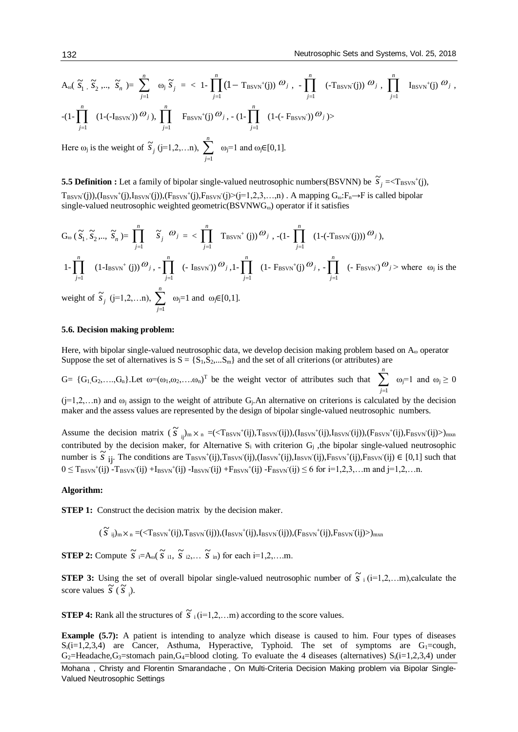$$A_\omega(\tilde{s}_1, \tilde{s}_2, ..., \tilde{s}_n) = \sum_{j=1}^{n} \omega_j \tilde{s}_j = < 1-\prod_{j=1}^{n}(1-T_{BSVN}^{+}(j))^{\omega_j}, -\prod_{j=1}^{n}(-T_{BSVN}^{-}(j))^{\omega_j}, \prod_{j=1}^{n} I_{BSVN}^{+}(j)^{\omega_j},$$

$$-(1-\prod_{j=1}^{n}(1-(-I_{BSVN}^{-}))^{\omega_j}), \prod_{j=1}^{n} F_{BSVN}^{+}(j)^{\omega_j}, -(1-\prod_{j=1}^{n}(1-(-F_{BSVN}^{-}))^{\omega_j})>$$

Here $\omega_j$ is the weight of $\tilde{s}_j$ (j=1,2,…n), $\sum_{j=1}^{n} \omega_j = 1$ and $\omega_j \in [0,1]$.

**5.5 Definition :** Let a family of bipolar single-valued neutrosophic numbers(BSVNN) be $\tilde{s}_j = <T_{BSVN}^{+}(j), T_{BSVN}^{-}(j)),(I_{BSVN}^{+}(j),I_{BSVN}^{-}(j)),(F_{BSVN}^{+}(j),F_{BSVN}^{-}(j)>$ (j=1,2,3,…,n) . A mapping $G_\omega : F_n \rightarrow F$ is called bipolar single-valued neutrosophic weighted geometric($BSVNWG_\omega$) operator if it satisfies

$$G_\omega(\tilde{s}_1, \tilde{s}_2, ..., \tilde{s}_n) = \prod_{j=1}^{n} \tilde{s}_j^{\,\omega_j} = < \prod_{j=1}^{n} T_{BSVN}^{+}(j))^{\omega_j}, -(1-\prod_{j=1}^{n}(1-(-T_{BSVN}^{-}(j)))^{\omega_j}),$$

$$1-\prod_{j=1}^{n}(1-I_{BSVN}^{+}(j))^{\omega_j}, -\prod_{j=1}^{n}(-I_{BSVN}^{-}))^{\omega_j}, 1-\prod_{j=1}^{n}(1-F_{BSVN}^{+}(j)^{\omega_j}, -\prod_{j=1}^{n}(-F_{BSVN}^{-})^{\omega_j}>$$

where $\omega_j$ is the weight of $\tilde{s}_j$ (j=1,2,…n), $\sum_{j=1}^{n} \omega_j = 1$ and $\omega_j \in [0,1]$.

**5.6. Decision making problem:**

Here, with bipolar single-valued neutrosophic data, we develop decision making problem based on $A_\omega$ operator Suppose the set of alternatives is $S = \{S_1, S_2, ... S_m\}$ and the set of all criterions (or attributes) are $G = \{G_1, G_2, …., G_n\}$. Let $\omega = (\omega_1, \omega_2, …. \omega_n)^T$ be the weight vector of attributes such that $\sum_{j=1}^{n} \omega_j = 1$ and $\omega_j \geq 0$ (j=1,2,…n) and $\omega_j$ assign to the weight of attribute $G_j$. An alternative on criterions is calculated by the decision maker and the assess values are represented by the design of bipolar single-valued neutrosophic numbers.

Assume the decision matrix $(\tilde{s}_{ij})_{m \times n} = (<T_{BSVN}^{+}(ij),T_{BSVN}^{-}(ij)),(I_{BSVN}^{+}(ij),I_{BSVN}^{-}(ij)),(F_{BSVN}^{+}(ij),F_{BSVN}^{-}(ij)>)_{m\times n}$ contributed by the decision maker, for Alternative $S_i$ with criterion $G_j$ ,the bipolar single-valued neutrosophic number is $\tilde{s}_{ij}$. The conditions are $T_{BSVN}^{+}(ij),T_{BSVN}^{-}(ij),(I_{BSVN}^{+}(ij),I_{BSVN}^{-}(ij),F_{BSVN}^{+}(ij),F_{BSVN}^{-}(ij) \in [0,1]$ such that $0 \leq T_{BSVN}^{+}(ij) - T_{BSVN}^{-}(ij) + I_{BSVN}^{+}(ij) - I_{BSVN}^{-}(ij) + F_{BSVN}^{+}(ij) - F_{BSVN}^{-}(ij) \leq 6$ for i=1,2,3,…m and j=1,2,…n.

**Algorithm:**

**STEP 1:** Construct the decision matrix by the decision maker.

$$(\tilde{s}_{ij})_{m \times n} = (<T_{BSVN}^{+}(ij),T_{BSVN}^{-}(ij)),(I_{BSVN}^{+}(ij),I_{BSVN}^{-}(ij)),(F_{BSVN}^{+}(ij),F_{BSVN}^{-}(ij)>)_{m\times n}$$

**STEP 2:** Compute $\tilde{s}_i = A_\omega(\tilde{s}_{i1}, \tilde{s}_{i2}, … \tilde{s}_{in})$ for each i=1,2,….m.

**STEP 3:** Using the set of overall bipolar single-valued neutrosophic number of $\tilde{s}_i$ (i=1,2,…m),calculate the score values $\tilde{s}(\tilde{s}_i)$.

**STEP 4:** Rank all the structures of $\tilde{s}_i$ (i=1,2,…m) according to the score values.

**Example (5.7):** A patient is intending to analyze which disease is caused to him. Four types of diseases $S_i$(i=1,2,3,4) are Cancer, Asthuma, Hyperactive, Typhoid. The set of symptoms are $G_1$=cough, $G_2$=Headache,$G_3$=stomach pain,$G_4$=blood cloting. To evaluate the 4 diseases (alternatives) $S_i$(i=1,2,3,4) under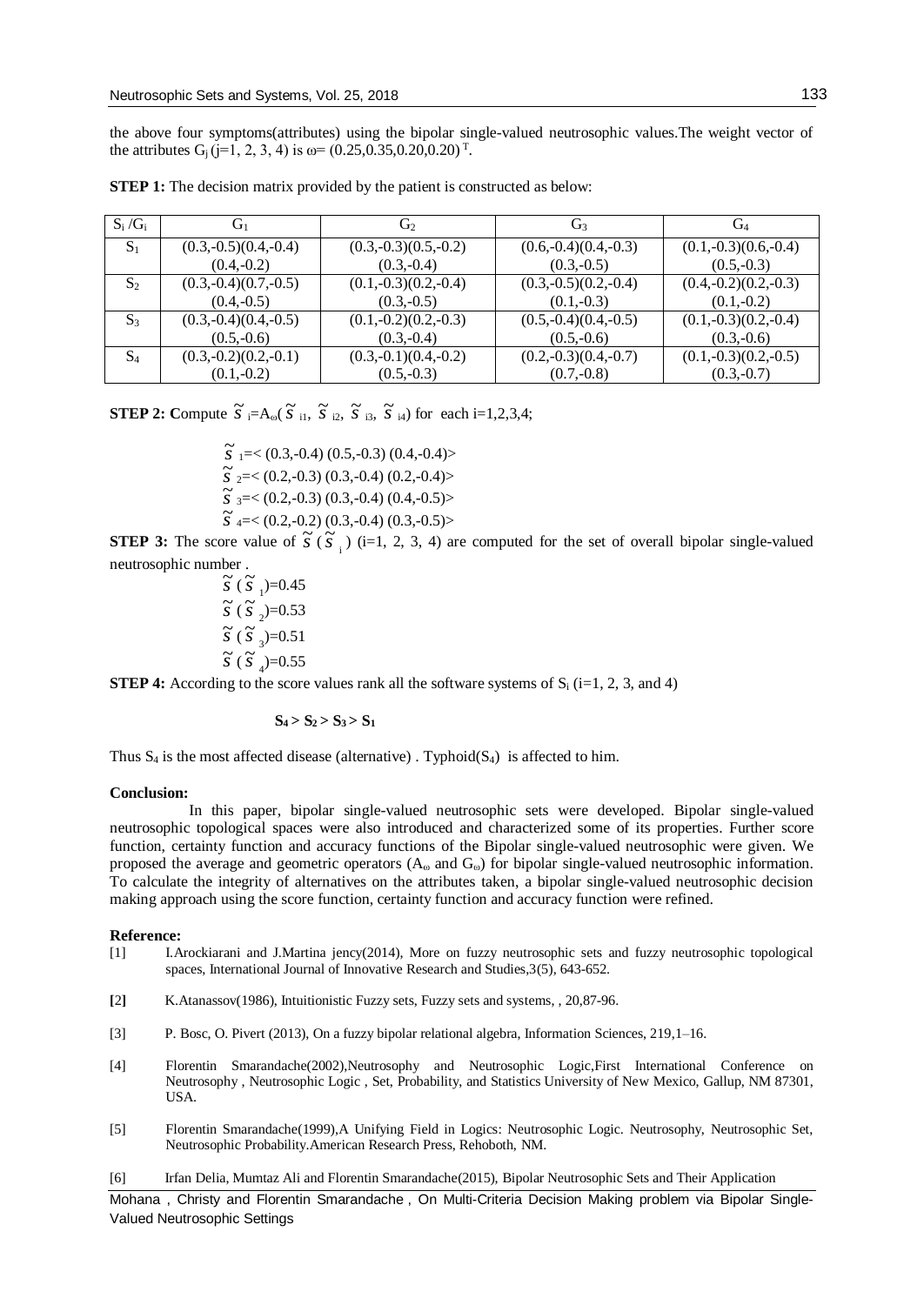the above four symptoms(attributes) using the bipolar single-valued neutrosophic values.The weight vector of the attributes $G_j$ (j=1, 2, 3, 4) is ω= $(0.25,0.35,0.20,0.20)^T$.

**STEP 1:** The decision matrix provided by the patient is constructed as below:

| $S_i$ /$G_i$ | $G_1$ | $G_2$ | $G_3$ | $G_4$ |
|---|---|---|---|---|
| $S_1$ | (0.3,-0.5)(0.4,-0.4) (0.4,-0.2) | (0.3,-0.3)(0.5,-0.2) (0.3,-0.4) | (0.6,-0.4)(0.4,-0.3) (0.3,-0.5) | (0.1,-0.3)(0.6,-0.4) (0.5,-0.3) |
| $S_2$ | (0.3,-0.4)(0.7,-0.5) (0.4,-0.5) | (0.1,-0.3)(0.2,-0.4) (0.3,-0.5) | (0.3,-0.5)(0.2,-0.4) (0.1,-0.3) | (0.4,-0.2)(0.2,-0.3) (0.1,-0.2) |
| $S_3$ | (0.3,-0.4)(0.4,-0.5) (0.5,-0.6) | (0.1,-0.2)(0.2,-0.3) (0.3,-0.4) | (0.5,-0.4)(0.4,-0.5) (0.5,-0.6) | (0.1,-0.3)(0.2,-0.4) (0.3,-0.6) |
| $S_4$ | (0.3,-0.2)(0.2,-0.1) (0.1,-0.2) | (0.3,-0.1)(0.4,-0.2) (0.5,-0.3) | (0.2,-0.3)(0.4,-0.7) (0.7,-0.8) | (0.1,-0.3)(0.2,-0.5) (0.3,-0.7) |

**STEP 2: C**ompute $\tilde{S}_i=A_\omega(\tilde{S}_{i1}, \tilde{S}_{i2}, \tilde{S}_{i3}, \tilde{S}_{i4})$ for each i=1,2,3,4;

$\tilde{S}_1$=< (0.3,-0.4) (0.5,-0.3) (0.4,-0.4)>
$\tilde{S}_2$=< (0.2,-0.3) (0.3,-0.4) (0.2,-0.4)>
$\tilde{S}_3$=< (0.2,-0.3) (0.3,-0.4) (0.4,-0.5)>
$\tilde{S}_4$=< (0.2,-0.2) (0.3,-0.4) (0.3,-0.5)>

**STEP 3:** The score value of $\tilde{S}(\tilde{S}_i)$ (i=1, 2, 3, 4) are computed for the set of overall bipolar single-valued neutrosophic number .

$\tilde{S}(\tilde{S}_1)$=0.45
$\tilde{S}(\tilde{S}_2)$=0.53
$\tilde{S}(\tilde{S}_3)$=0.51
$\tilde{S}(\tilde{S}_4)$=0.55

**STEP 4:** According to the score values rank all the software systems of $S_i$ (i=1, 2, 3, and 4)

$$S_4 > S_2 > S_3 > S_1$$

Thus $S_4$ is the most affected disease (alternative) . Typhoid($S_4$) is affected to him.

**Conclusion:**

In this paper, bipolar single-valued neutrosophic sets were developed. Bipolar single-valued neutrosophic topological spaces were also introduced and characterized some of its properties. Further score function, certainty function and accuracy functions of the Bipolar single-valued neutrosophic were given. We proposed the average and geometric operators ($A_\omega$ and $G_\omega$) for bipolar single-valued neutrosophic information. To calculate the integrity of alternatives on the attributes taken, a bipolar single-valued neutrosophic decision making approach using the score function, certainty function and accuracy function were refined.

**Reference:**

[1] I.Arockiarani and J.Martina jency(2014), More on fuzzy neutrosophic sets and fuzzy neutrosophic topological spaces, International Journal of Innovative Research and Studies,3(5), 643-652.

[2] K.Atanassov(1986), Intuitionistic Fuzzy sets, Fuzzy sets and systems, , 20,87-96.

[3] P. Bosc, O. Pivert (2013), On a fuzzy bipolar relational algebra, Information Sciences, 219,1–16.

[4] Florentin Smarandache(2002),Neutrosophy and Neutrosophic Logic,First International Conference on Neutrosophy , Neutrosophic Logic , Set, Probability, and Statistics University of New Mexico, Gallup, NM 87301, USA.

[5] Florentin Smarandache(1999),A Unifying Field in Logics: Neutrosophic Logic. Neutrosophy, Neutrosophic Set, Neutrosophic Probability.American Research Press, Rehoboth, NM.

[6] Irfan Delia, Mumtaz Ali and Florentin Smarandache(2015), Bipolar Neutrosophic Sets and Their Application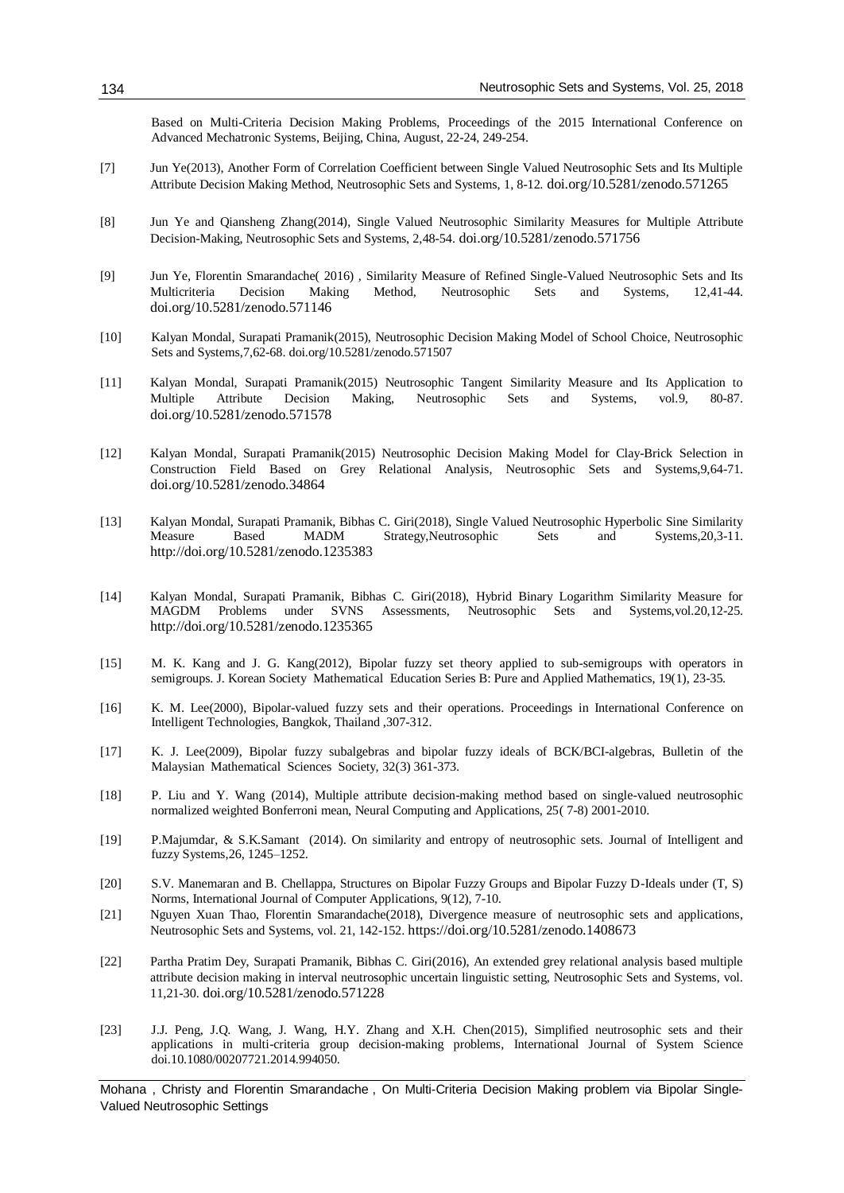Based on Multi-Criteria Decision Making Problems, Proceedings of the 2015 International Conference on Advanced Mechatronic Systems, Beijing, China, August, 22-24, 249-254.

[7] Jun Ye(2013), Another Form of Correlation Coefficient between Single Valued Neutrosophic Sets and Its Multiple Attribute Decision Making Method, Neutrosophic Sets and Systems, 1, 8-12. doi.org/10.5281/zenodo.571265

[8] Jun Ye and Qiansheng Zhang(2014), Single Valued Neutrosophic Similarity Measures for Multiple Attribute Decision-Making, Neutrosophic Sets and Systems, 2,48-54. doi.org/10.5281/zenodo.571756

[9] Jun Ye, Florentin Smarandache( 2016) , Similarity Measure of Refined Single-Valued Neutrosophic Sets and Its Multicriteria Decision Making Method, Neutrosophic Sets and Systems, 12,41-44. doi.org/10.5281/zenodo.571146

[10] Kalyan Mondal, Surapati Pramanik(2015), Neutrosophic Decision Making Model of School Choice, Neutrosophic Sets and Systems,7,62-68. doi.org/10.5281/zenodo.571507

[11] Kalyan Mondal, Surapati Pramanik(2015) Neutrosophic Tangent Similarity Measure and Its Application to Multiple Attribute Decision Making, Neutrosophic Sets and Systems, vol.9, 80-87. doi.org/10.5281/zenodo.571578

[12] Kalyan Mondal, Surapati Pramanik(2015) Neutrosophic Decision Making Model for Clay-Brick Selection in Construction Field Based on Grey Relational Analysis, Neutrosophic Sets and Systems,9,64-71. doi.org/10.5281/zenodo.34864

[13] Kalyan Mondal, Surapati Pramanik, Bibhas C. Giri(2018), Single Valued Neutrosophic Hyperbolic Sine Similarity Measure Based MADM Strategy,Neutrosophic Sets and Systems,20,3-11. http://doi.org/10.5281/zenodo.1235383

[14] Kalyan Mondal, Surapati Pramanik, Bibhas C. Giri(2018), Hybrid Binary Logarithm Similarity Measure for MAGDM Problems under SVNS Assessments, Neutrosophic Sets and Systems,vol.20,12-25. http://doi.org/10.5281/zenodo.1235365

[15] M. K. Kang and J. G. Kang(2012), Bipolar fuzzy set theory applied to sub-semigroups with operators in semigroups. J. Korean Society Mathematical Education Series B: Pure and Applied Mathematics, 19(1), 23-35.

[16] K. M. Lee(2000), Bipolar-valued fuzzy sets and their operations. Proceedings in International Conference on Intelligent Technologies, Bangkok, Thailand ,307-312.

[17] K. J. Lee(2009), Bipolar fuzzy subalgebras and bipolar fuzzy ideals of BCK/BCI-algebras, Bulletin of the Malaysian Mathematical Sciences Society, 32(3) 361-373.

[18] P. Liu and Y. Wang (2014), Multiple attribute decision-making method based on single-valued neutrosophic normalized weighted Bonferroni mean, Neural Computing and Applications, 25( 7-8) 2001-2010.

[19] P.Majumdar, & S.K.Samant (2014). On similarity and entropy of neutrosophic sets. Journal of Intelligent and fuzzy Systems,26, 1245–1252.

[20] S.V. Manemaran and B. Chellappa, Structures on Bipolar Fuzzy Groups and Bipolar Fuzzy D-Ideals under (T, S) Norms, International Journal of Computer Applications, 9(12), 7-10.

[21] Nguyen Xuan Thao, Florentin Smarandache(2018), Divergence measure of neutrosophic sets and applications, Neutrosophic Sets and Systems, vol. 21, 142-152. https://doi.org/10.5281/zenodo.1408673

[22] Partha Pratim Dey, Surapati Pramanik, Bibhas C. Giri(2016), An extended grey relational analysis based multiple attribute decision making in interval neutrosophic uncertain linguistic setting, Neutrosophic Sets and Systems, vol. 11,21-30. doi.org/10.5281/zenodo.571228

[23] J.J. Peng, J.Q. Wang, J. Wang, H.Y. Zhang and X.H. Chen(2015), Simplified neutrosophic sets and their applications in multi-criteria group decision-making problems, International Journal of System Science doi.10.1080/00207721.2014.994050.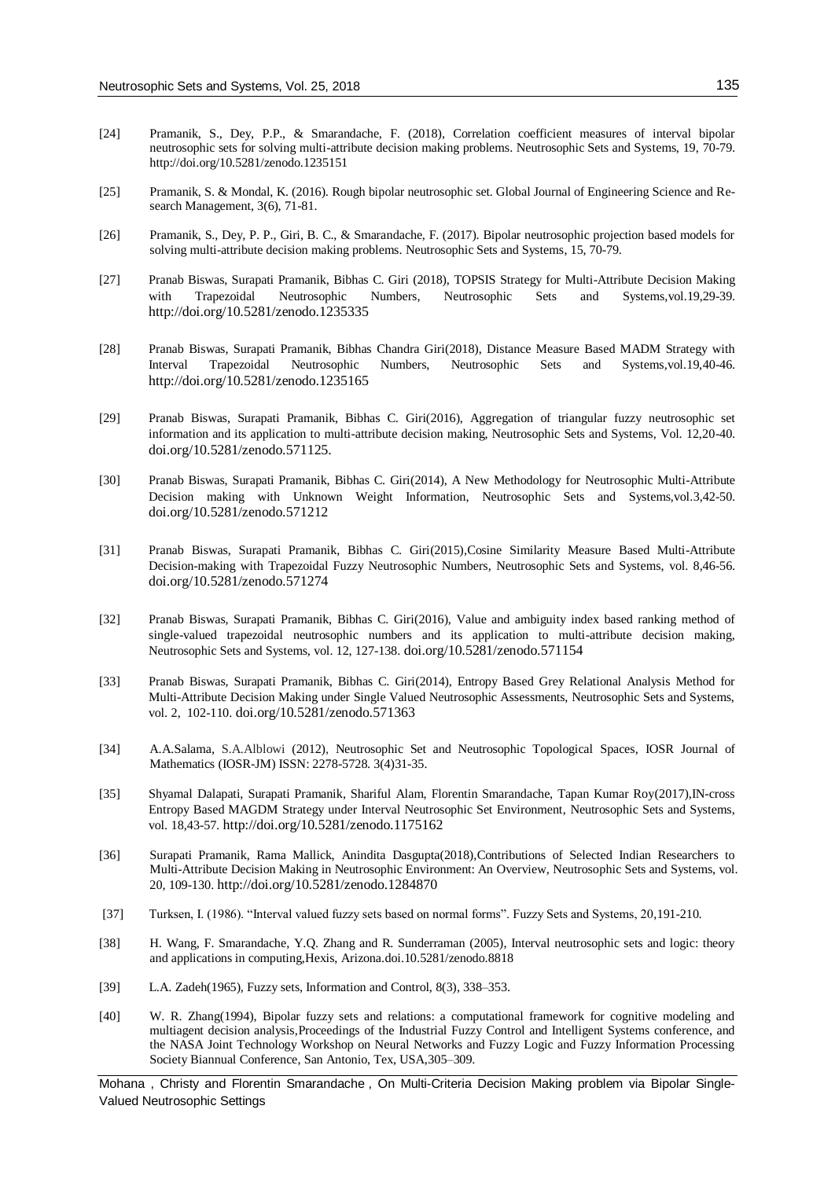[24] Pramanik, S., Dey, P.P., & Smarandache, F. (2018), Correlation coefficient measures of interval bipolar neutrosophic sets for solving multi-attribute decision making problems. Neutrosophic Sets and Systems, 19, 70-79. http://doi.org/10.5281/zenodo.1235151

[25] Pramanik, S. & Mondal, K. (2016). Rough bipolar neutrosophic set. Global Journal of Engineering Science and Research Management, 3(6), 71-81.

[26] Pramanik, S., Dey, P. P., Giri, B. C., & Smarandache, F. (2017). Bipolar neutrosophic projection based models for solving multi-attribute decision making problems. Neutrosophic Sets and Systems, 15, 70-79.

[27] Pranab Biswas, Surapati Pramanik, Bibhas C. Giri (2018), TOPSIS Strategy for Multi-Attribute Decision Making with Trapezoidal Neutrosophic Numbers, Neutrosophic Sets and Systems,vol.19,29-39. http://doi.org/10.5281/zenodo.1235335

[28] Pranab Biswas, Surapati Pramanik, Bibhas Chandra Giri(2018), Distance Measure Based MADM Strategy with Interval Trapezoidal Neutrosophic Numbers, Neutrosophic Sets and Systems,vol.19,40-46. http://doi.org/10.5281/zenodo.1235165

[29] Pranab Biswas, Surapati Pramanik, Bibhas C. Giri(2016), Aggregation of triangular fuzzy neutrosophic set information and its application to multi-attribute decision making, Neutrosophic Sets and Systems, Vol. 12,20-40. doi.org/10.5281/zenodo.571125.

[30] Pranab Biswas, Surapati Pramanik, Bibhas C. Giri(2014), A New Methodology for Neutrosophic Multi-Attribute Decision making with Unknown Weight Information, Neutrosophic Sets and Systems,vol.3,42-50. doi.org/10.5281/zenodo.571212

[31] Pranab Biswas, Surapati Pramanik, Bibhas C. Giri(2015),Cosine Similarity Measure Based Multi-Attribute Decision-making with Trapezoidal Fuzzy Neutrosophic Numbers, Neutrosophic Sets and Systems, vol. 8,46-56. doi.org/10.5281/zenodo.571274

[32] Pranab Biswas, Surapati Pramanik, Bibhas C. Giri(2016), Value and ambiguity index based ranking method of single-valued trapezoidal neutrosophic numbers and its application to multi-attribute decision making, Neutrosophic Sets and Systems, vol. 12, 127-138. doi.org/10.5281/zenodo.571154

[33] Pranab Biswas, Surapati Pramanik, Bibhas C. Giri(2014), Entropy Based Grey Relational Analysis Method for Multi-Attribute Decision Making under Single Valued Neutrosophic Assessments, Neutrosophic Sets and Systems, vol. 2, 102-110. doi.org/10.5281/zenodo.571363

[34] A.A.Salama, S.A.Alblowi (2012), Neutrosophic Set and Neutrosophic Topological Spaces, IOSR Journal of Mathematics (IOSR-JM) ISSN: 2278-5728. 3(4)31-35.

[35] Shyamal Dalapati, Surapati Pramanik, Shariful Alam, Florentin Smarandache, Tapan Kumar Roy(2017),IN-cross Entropy Based MAGDM Strategy under Interval Neutrosophic Set Environment, Neutrosophic Sets and Systems, vol. 18,43-57. http://doi.org/10.5281/zenodo.1175162

[36] Surapati Pramanik, Rama Mallick, Anindita Dasgupta(2018),Contributions of Selected Indian Researchers to Multi-Attribute Decision Making in Neutrosophic Environment: An Overview, Neutrosophic Sets and Systems, vol. 20, 109-130. http://doi.org/10.5281/zenodo.1284870

[37] Turksen, I. (1986). "Interval valued fuzzy sets based on normal forms". Fuzzy Sets and Systems, 20,191-210.

[38] H. Wang, F. Smarandache, Y.Q. Zhang and R. Sunderraman (2005), Interval neutrosophic sets and logic: theory and applications in computing,Hexis, Arizona.doi.10.5281/zenodo.8818

[39] L.A. Zadeh(1965), Fuzzy sets, Information and Control, 8(3), 338–353.

[40] W. R. Zhang(1994), Bipolar fuzzy sets and relations: a computational framework for cognitive modeling and multiagent decision analysis,Proceedings of the Industrial Fuzzy Control and Intelligent Systems conference, and the NASA Joint Technology Workshop on Neural Networks and Fuzzy Logic and Fuzzy Information Processing Society Biannual Conference, San Antonio, Tex, USA,305–309.